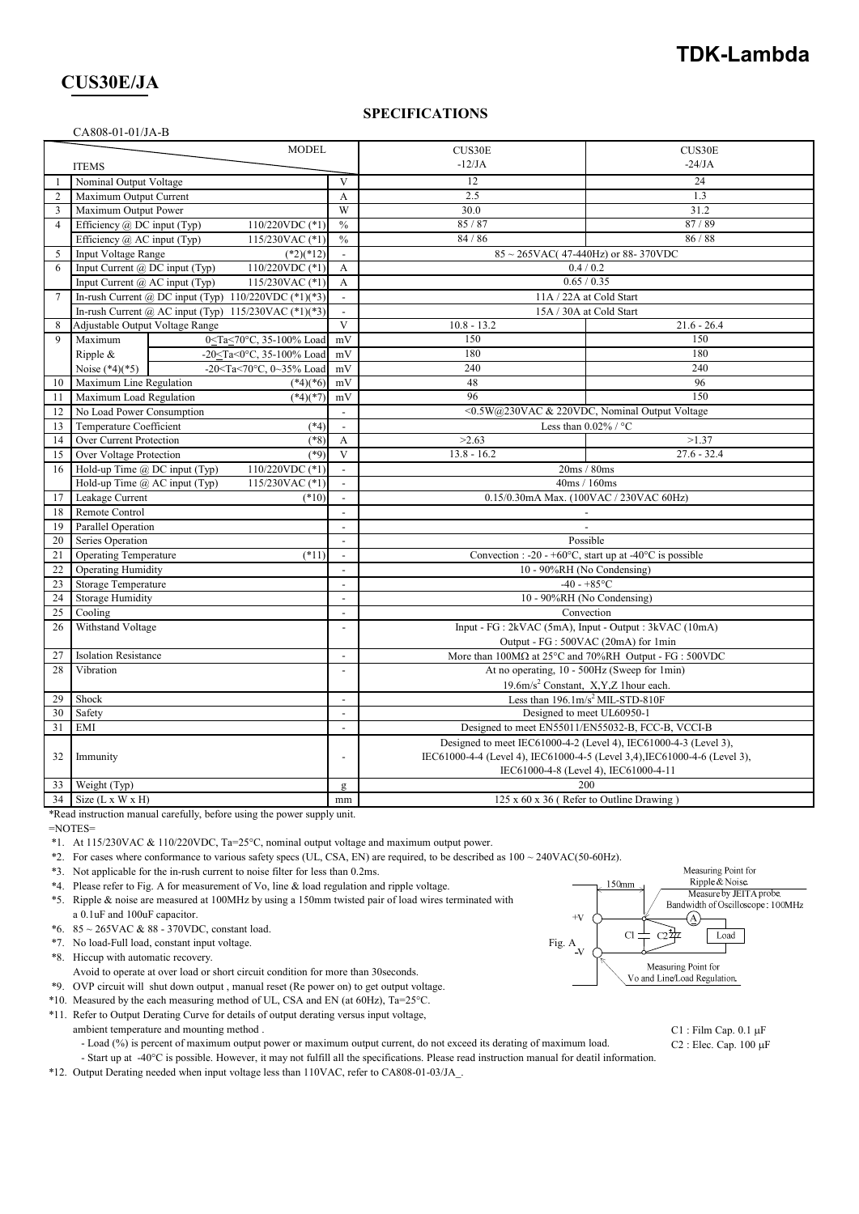# TDK-Lambda

## CUS30E/JA

### SPECIFICATIONS

CA808-01-01/JA-B

| No. | ITEMS | | | MODEL | CUS30E -12/JA | CUS30E -24/JA |
|---|---|---|---|---|---|---|
| 1 | Nominal Output Voltage | | | V | 12 | 24 |
| 2 | Maximum Output Current | | | A | 2.5 | 1.3 |
| 3 | Maximum Output Power | | | W | 30.0 | 31.2 |
| 4 | Efficiency @ DC input (Typ) | | 110/220VDC (*1) | % | 85 / 87 | 87 / 89 |
| | Efficiency @ AC input (Typ) | | 115/230VAC (*1) | % | 84 / 86 | 86 / 88 |
| 5 | Input Voltage Range | | (*2)(*12) | - | 85 ~ 265VAC( 47-440Hz) or 88- 370VDC | |
| 6 | Input Current @ DC input (Typ) | | 110/220VDC (*1) | A | 0.4 / 0.2 | |
| | Input Current @ AC input (Typ) | | 115/230VAC (*1) | A | 0.65 / 0.35 | |
| 7 | In-rush Current @ DC input (Typ) | | 110/220VDC (*1)(*3) | - | 11A / 22A at Cold Start | |
| | In-rush Current @ AC input (Typ) | | 115/230VAC (*1)(*3) | - | 15A / 30A at Cold Start | |
| 8 | Adjustable Output Voltage Range | | | V | 10.8 - 13.2 | 21.6 - 26.4 |
| 9 | Maximum Ripple & Noise (*4)(*5) | 0≤Ta≤70°C, 35-100% Load | | mV | 150 | 150 |
| | | -20≤Ta<0°C, 35-100% Load | | mV | 180 | 180 |
| | | -20<Ta<70°C, 0~35% Load | | mV | 240 | 240 |
| 10 | Maximum Line Regulation | | (*4)(*6) | mV | 48 | 96 |
| 11 | Maximum Load Regulation | | (*4)(*7) | mV | 96 | 150 |
| 12 | No Load Power Consumption | | | - | <0.5W@230VAC & 220VDC, Nominal Output Voltage | |
| 13 | Temperature Coefficient | | (*4) | - | Less than 0.02% / °C | |
| 14 | Over Current Protection | | (*8) | A | >2.63 | >1.37 |
| 15 | Over Voltage Protection | | (*9) | V | 13.8 - 16.2 | 27.6 - 32.4 |
| 16 | Hold-up Time @ DC input (Typ) | | 110/220VDC (*1) | - | 20ms / 80ms | |
| | Hold-up Time @ AC input (Typ) | | 115/230VAC (*1) | - | 40ms / 160ms | |
| 17 | Leakage Current | | (*10) | - | 0.15/0.30mA Max. (100VAC / 230VAC 60Hz) | |
| 18 | Remote Control | | | - | - | |
| 19 | Parallel Operation | | | - | - | |
| 20 | Series Operation | | | - | Possible | |
| 21 | Operating Temperature | | (*11) | - | Convection : -20 - +60°C, start up at -40°C is possible | |
| 22 | Operating Humidity | | | - | 10 - 90%RH (No Condensing) | |
| 23 | Storage Temperature | | | - | -40 - +85°C | |
| 24 | Storage Humidity | | | - | 10 - 90%RH (No Condensing) | |
| 25 | Cooling | | | - | Convection | |
| 26 | Withstand Voltage | | | - | Input - FG : 2kVAC (5mA), Input - Output : 3kVAC (10mA) Output - FG : 500VAC (20mA) for 1min | |
| 27 | Isolation Resistance | | | - | More than 100MΩ at 25°C and 70%RH Output - FG : 500VDC | |
| 28 | Vibration | | | - | At no operating, 10 - 500Hz (Sweep for 1min) 19.6m/s$^2$ Constant, X,Y,Z 1hour each. | |
| 29 | Shock | | | - | Less than 196.1m/s$^2$ MIL-STD-810F | |
| 30 | Safety | | | - | Designed to meet UL60950-1 | |
| 31 | EMI | | | - | Designed to meet EN55011/EN55032-B, FCC-B, VCCI-B | |
| 32 | Immunity | | | - | Designed to meet IEC61000-4-2 (Level 4), IEC61000-4-3 (Level 3), IEC61000-4-4 (Level 4), IEC61000-4-5 (Level 3,4),IEC61000-4-6 (Level 3), IEC61000-4-8 (Level 4), IEC61000-4-11 | |
| 33 | Weight (Typ) | | | g | 200 | |
| 34 | Size (L x W x H) | | | mm | 125 x 60 x 36 ( Refer to Outline Drawing ) | |

*Read instruction manual carefully, before using the power supply unit.

=NOTES=

*1. At 115/230VAC & 110/220VDC, Ta=25°C, nominal output voltage and maximum output power.

*2. For cases where conformance to various safety specs (UL, CSA, EN) are required, to be described as 100 ~ 240VAC(50-60Hz).

*3. Not applicable for the in-rush current to noise filter for less than 0.2ms.

*4. Please refer to Fig. A for measurement of Vo, line & load regulation and ripple voltage.

*5. Ripple & noise are measured at 100MHz by using a 150mm twisted pair of load wires terminated with a 0.1uF and 100uF capacitor.

*6. 85 ~ 265VAC & 88 - 370VDC, constant load.

*7. No load-Full load, constant input voltage.

*8. Hiccup with automatic recovery.
Avoid to operate at over load or short circuit condition for more than 30seconds.

*9. OVP circuit will shut down output , manual reset (Re power on) to get output voltage.

*10. Measured by the each measuring method of UL, CSA and EN (at 60Hz), Ta=25°C.

*11. Refer to Output Derating Curve for details of output derating versus input voltage, ambient temperature and mounting method .
- Load (%) is percent of maximum output power or maximum output current, do not exceed its derating of maximum load.
- Start up at -40°C is possible. However, it may not fulfill all the specifications. Please read instruction manual for deatil information.

*12. Output Derating needed when input voltage less than 110VAC, refer to CA808-01-03/JA_.

Fig. A

Measuring Point for Ripple & Noise. Measure by JEITA probe. Bandwidth of Oscilloscope : 100MHz

150mm, +V, -V, C1, C2, A, Load

Measuring Point for Vo and Line/Load Regulation.

C1 : Film Cap. 0.1 μF
C2 : Elec. Cap. 100 μF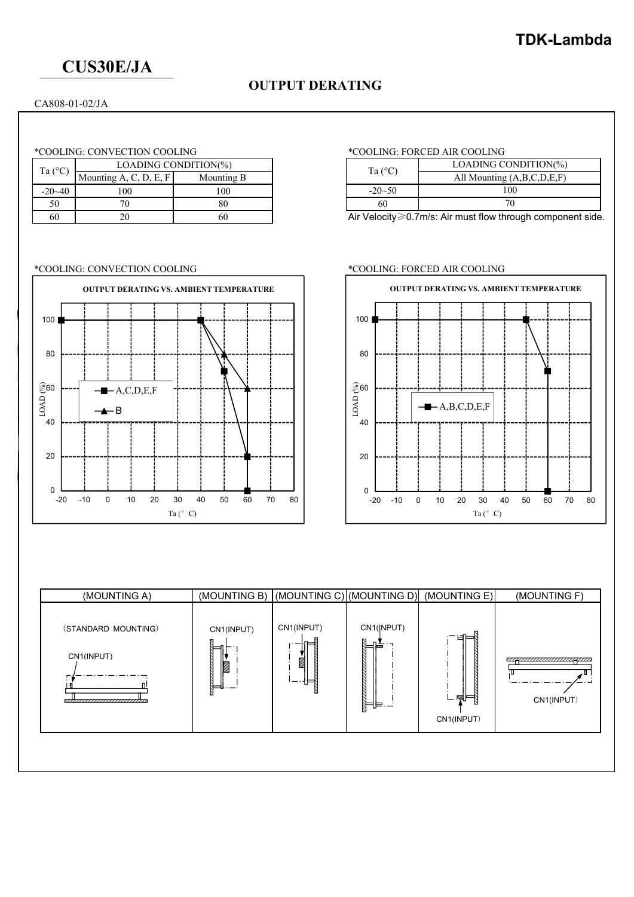# CUS30E/JA

## OUTPUT DERATING

CA808-01-02/JA

*COOLING: CONVECTION COOLING

| Ta (°C) | LOADING CONDITION(%) | |
|---|---|---|
| | Mounting A, C, D, E, F | Mounting B |
| -20~40 | 100 | 100 |
| 50 | 70 | 80 |
| 60 | 20 | 60 |

*COOLING: FORCED AIR COOLING

| Ta (°C) | LOADING CONDITION(%) |
|---|---|
| | All Mounting (A,B,C,D,E,F) |
| -20~50 | 100 |
| 60 | 70 |

Air Velocity≥0.7m/s: Air must flow through component side.

*COOLING: CONVECTION COOLING

**OUTPUT DERATING VS. AMBIENT TEMPERATURE**

*COOLING: FORCED AIR COOLING

**OUTPUT DERATING VS. AMBIENT TEMPERATURE**

| (MOUNTING A) | (MOUNTING B) | (MOUNTING C) | (MOUNTING D) | (MOUNTING E) | (MOUNTING F) |
|---|---|---|---|---|---|
| (STANDARD MOUNTING) CN1(INPUT) | CN1(INPUT) | CN1(INPUT) | CN1(INPUT) | CN1(INPUT) | CN1(INPUT) |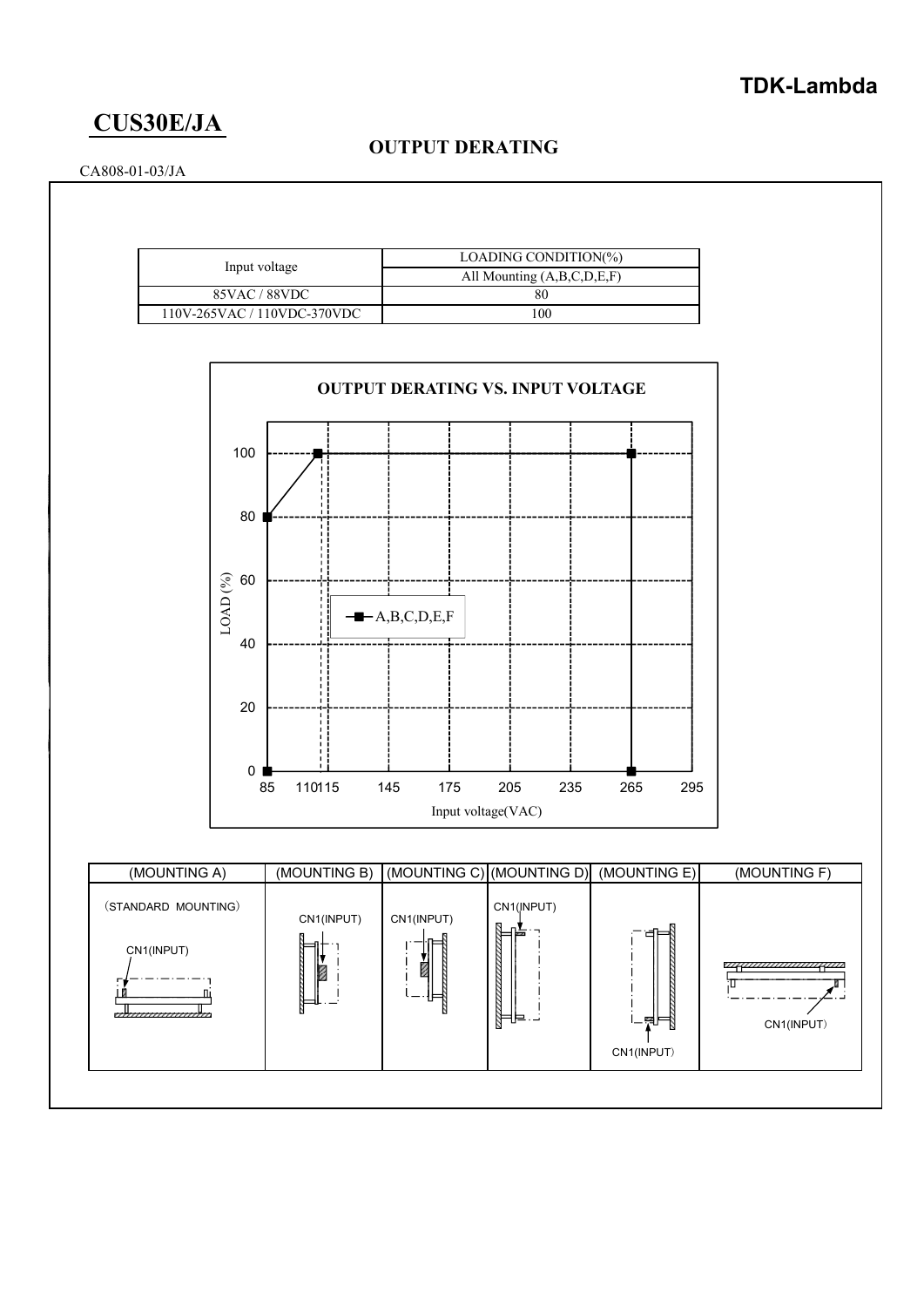# CUS30E/JA

## OUTPUT DERATING

CA808-01-03/JA

| Input voltage | LOADING CONDITION(%) |
| --- | --- |
| | All Mounting (A,B,C,D,E,F) |
| 85VAC / 88VDC | 80 |
| 110V-265VAC / 110VDC-370VDC | 100 |

OUTPUT DERATING VS. INPUT VOLTAGE

LOAD (%)

100

80

60

40

20

0

85 110115 145 175 205 235 265 295

Input voltage(VAC)

A,B,C,D,E,F

| (MOUNTING A) | (MOUNTING B) | (MOUNTING C) | (MOUNTING D) | (MOUNTING E) | (MOUNTING F) |
| --- | --- | --- | --- | --- | --- |
| (STANDARD MOUNTING) CN1(INPUT) | CN1(INPUT) | CN1(INPUT) | CN1(INPUT) | CN1(INPUT) | CN1(INPUT) |